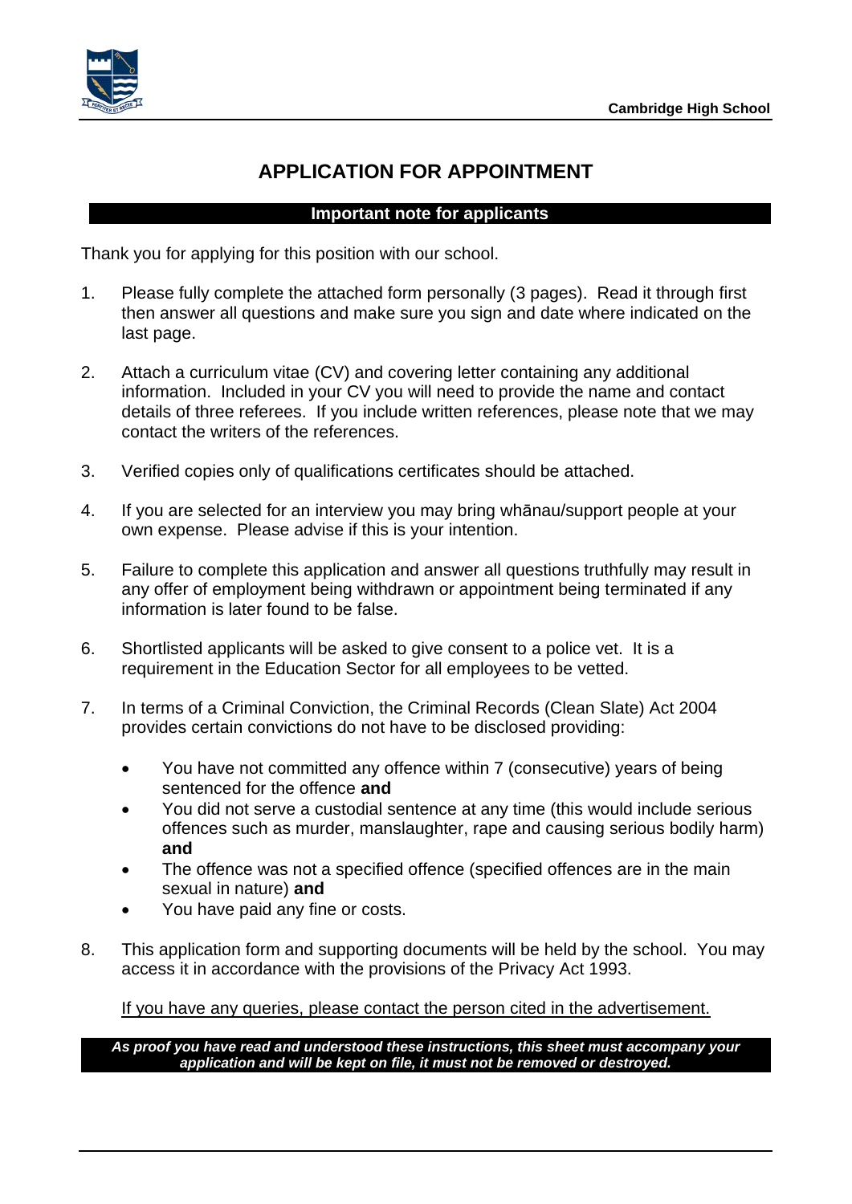# APPLICATION FOR APPOINTMENT

## Important note for applicants

Thank you for applying for this position with our school.

1. Please fully complete the attached form personally (3 pages). Read it through first then answer all questions and make sure you sign and date where indicated on the last page.

2. Attach a curriculum vitae (CV) and covering letter containing any additional information. Included in your CV you will need to provide the name and contact details of three referees. If you include written references, please note that we may contact the writers of the references.

3. Verified copies only of qualifications certificates should be attached.

4. If you are selected for an interview you may bring whānau/support people at your own expense. Please advise if this is your intention.

5. Failure to complete this application and answer all questions truthfully may result in any offer of employment being withdrawn or appointment being terminated if any information is later found to be false.

6. Shortlisted applicants will be asked to give consent to a police vet. It is a requirement in the Education Sector for all employees to be vetted.

7. In terms of a Criminal Conviction, the Criminal Records (Clean Slate) Act 2004 provides certain convictions do not have to be disclosed providing:

   - You have not committed any offence within 7 (consecutive) years of being sentenced for the offence **and**
   - You did not serve a custodial sentence at any time (this would include serious offences such as murder, manslaughter, rape and causing serious bodily harm) **and**
   - The offence was not a specified offence (specified offences are in the main sexual in nature) **and**
   - You have paid any fine or costs.

8. This application form and supporting documents will be held by the school. You may access it in accordance with the provisions of the Privacy Act 1993.

   If you have any queries, please contact the person cited in the advertisement.

***As proof you have read and understood these instructions, this sheet must accompany your application and will be kept on file, it must not be removed or destroyed.***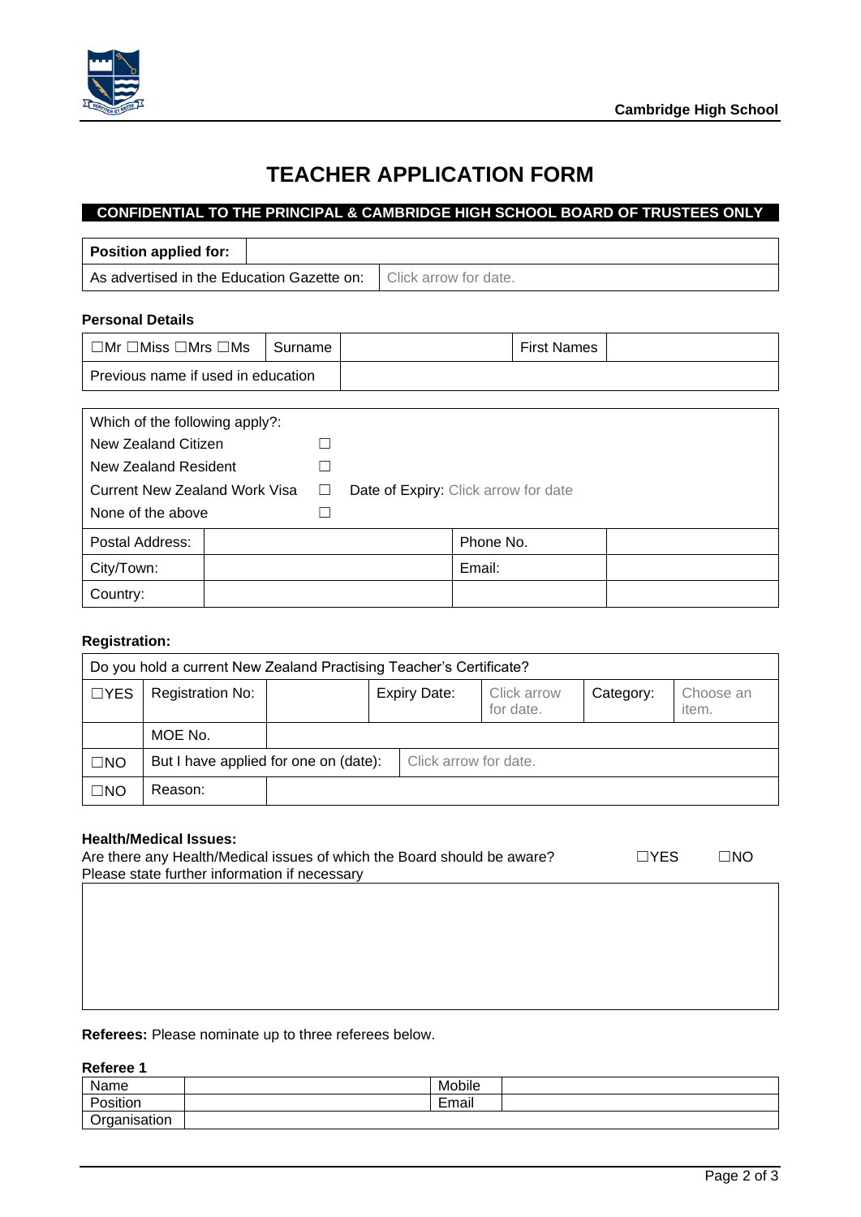# TEACHER APPLICATION FORM

**CONFIDENTIAL TO THE PRINCIPAL & CAMBRIDGE HIGH SCHOOL BOARD OF TRUSTEES ONLY**

| **Position applied for:** | |
|---|---|
| As advertised in the Education Gazette on: | Click arrow for date. |

### Personal Details

| ☐Mr ☐Miss ☐Mrs ☐Ms | Surname | | First Names | |
|---|---|---|---|---|
| Previous name if used in education | | | | |

| Which of the following apply?: | | | |
|---|---|---|---|
| New Zealand Citizen | ☐ | | |
| New Zealand Resident | ☐ | | |
| Current New Zealand Work Visa | ☐ | Date of Expiry: Click arrow for date | |
| None of the above | ☐ | | |
| Postal Address: | | Phone No. | |
| City/Town: | | Email: | |
| Country: | | | |

### Registration:

| Do you hold a current New Zealand Practising Teacher's Certificate? | | | | | | |
|---|---|---|---|---|---|---|
| ☐YES | Registration No: | | Expiry Date: | Click arrow for date. | Category: | Choose an item. |
| | MOE No. | | | | | |
| ☐NO | But I have applied for one on (date): | | Click arrow for date. | | | |
| ☐NO | Reason: | | | | | |

### Health/Medical Issues:

Are there any Health/Medical issues of which the Board should be aware? ☐YES ☐NO

Please state further information if necessary

| |
|---|
| |

**Referees:** Please nominate up to three referees below.

**Referee 1**

| Name | | Mobile | |
|---|---|---|---|
| Position | | Email | |
| Organisation | | | |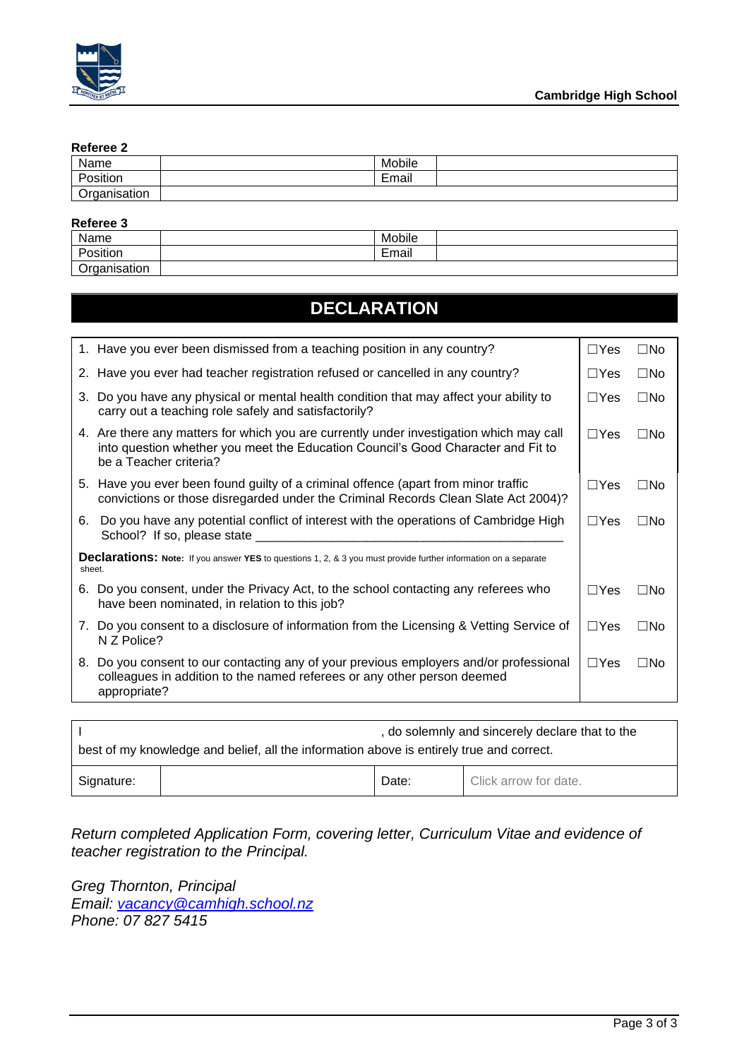**Referee 2**

| | | | |
|---|---|---|---|
| Name | | Mobile | |
| Position | | Email | |
| Organisation | | | |

**Referee 3**

| | | | |
|---|---|---|---|
| Name | | Mobile | |
| Position | | Email | |
| Organisation | | | |

## DECLARATION

| | | |
|---|---|---|
| 1. Have you ever been dismissed from a teaching position in any country? | ☐Yes | ☐No |
| 2. Have you ever had teacher registration refused or cancelled in any country? | ☐Yes | ☐No |
| 3. Do you have any physical or mental health condition that may affect your ability to carry out a teaching role safely and satisfactorily? | ☐Yes | ☐No |
| 4. Are there any matters for which you are currently under investigation which may call into question whether you meet the Education Council's Good Character and Fit to be a Teacher criteria? | ☐Yes | ☐No |
| 5. Have you ever been found guilty of a criminal offence (apart from minor traffic convictions or those disregarded under the Criminal Records Clean Slate Act 2004)? | ☐Yes | ☐No |
| 6. Do you have any potential conflict of interest with the operations of Cambridge High School? If so, please state ____________________________________________ | ☐Yes | ☐No |
| **Declarations:** **Note:** If you answer **YES** to questions 1, 2, & 3 you must provide further information on a separate sheet. | | |
| 6. Do you consent, under the Privacy Act, to the school contacting any referees who have been nominated, in relation to this job? | ☐Yes | ☐No |
| 7. Do you consent to a disclosure of information from the Licensing & Vetting Service of N Z Police? | ☐Yes | ☐No |
| 8. Do you consent to our contacting any of your previous employers and/or professional colleagues in addition to the named referees or any other person deemed appropriate? | ☐Yes | ☐No |

I                                                                                    , do solemnly and sincerely declare that to the best of my knowledge and belief, all the information above is entirely true and correct.

| | | | |
|---|---|---|---|
| Signature: | | Date: | Click arrow for date. |

*Return completed Application Form, covering letter, Curriculum Vitae and evidence of teacher registration to the Principal.*

*Greg Thornton, Principal*
*Email: vacancy@camhigh.school.nz*
*Phone: 07 827 5415*